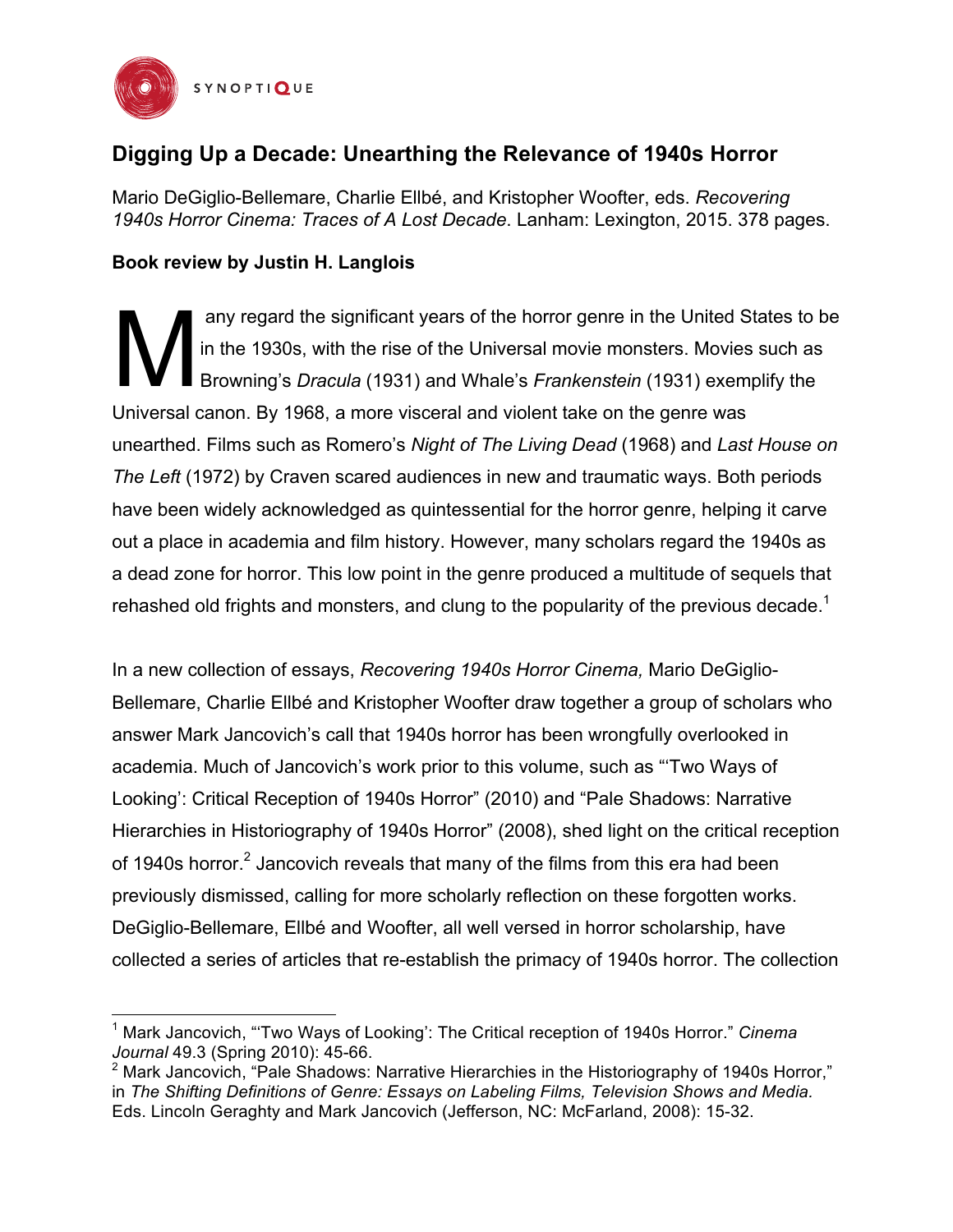# Digging Up a Decade: Unearthing the Relevance of 1940s Horror

Mario DeGiglio-Bellemare, Charlie Ellbé, and Kristopher Woofter, eds. *Recovering 1940s Horror Cinema: Traces of A Lost Decade*. Lanham: Lexington, 2015. 378 pages.

**Book review by Justin H. Langlois**

Many regard the significant years of the horror genre in the United States to be in the 1930s, with the rise of the Universal movie monsters. Movies such as Browning's *Dracula* (1931) and Whale's *Frankenstein* (1931) exemplify the Universal canon. By 1968, a more visceral and violent take on the genre was unearthed. Films such as Romero's *Night of The Living Dead* (1968) and *Last House on The Left* (1972) by Craven scared audiences in new and traumatic ways. Both periods have been widely acknowledged as quintessential for the horror genre, helping it carve out a place in academia and film history. However, many scholars regard the 1940s as a dead zone for horror. This low point in the genre produced a multitude of sequels that rehashed old frights and monsters, and clung to the popularity of the previous decade.[1]

In a new collection of essays, *Recovering 1940s Horror Cinema,* Mario DeGiglio-Bellemare, Charlie Ellbé and Kristopher Woofter draw together a group of scholars who answer Mark Jancovich's call that 1940s horror has been wrongfully overlooked in academia. Much of Jancovich's work prior to this volume, such as "'Two Ways of Looking': Critical Reception of 1940s Horror" (2010) and "Pale Shadows: Narrative Hierarchies in Historiography of 1940s Horror" (2008), shed light on the critical reception of 1940s horror.[2] Jancovich reveals that many of the films from this era had been previously dismissed, calling for more scholarly reflection on these forgotten works. DeGiglio-Bellemare, Ellbé and Woofter, all well versed in horror scholarship, have collected a series of articles that re-establish the primacy of 1940s horror. The collection

---

[1] Mark Jancovich, "'Two Ways of Looking': The Critical reception of 1940s Horror." *Cinema Journal* 49.3 (Spring 2010): 45-66.

[2] Mark Jancovich, "Pale Shadows: Narrative Hierarchies in the Historiography of 1940s Horror," in *The Shifting Definitions of Genre: Essays on Labeling Films, Television Shows and Media.* Eds. Lincoln Geraghty and Mark Jancovich (Jefferson, NC: McFarland, 2008): 15-32.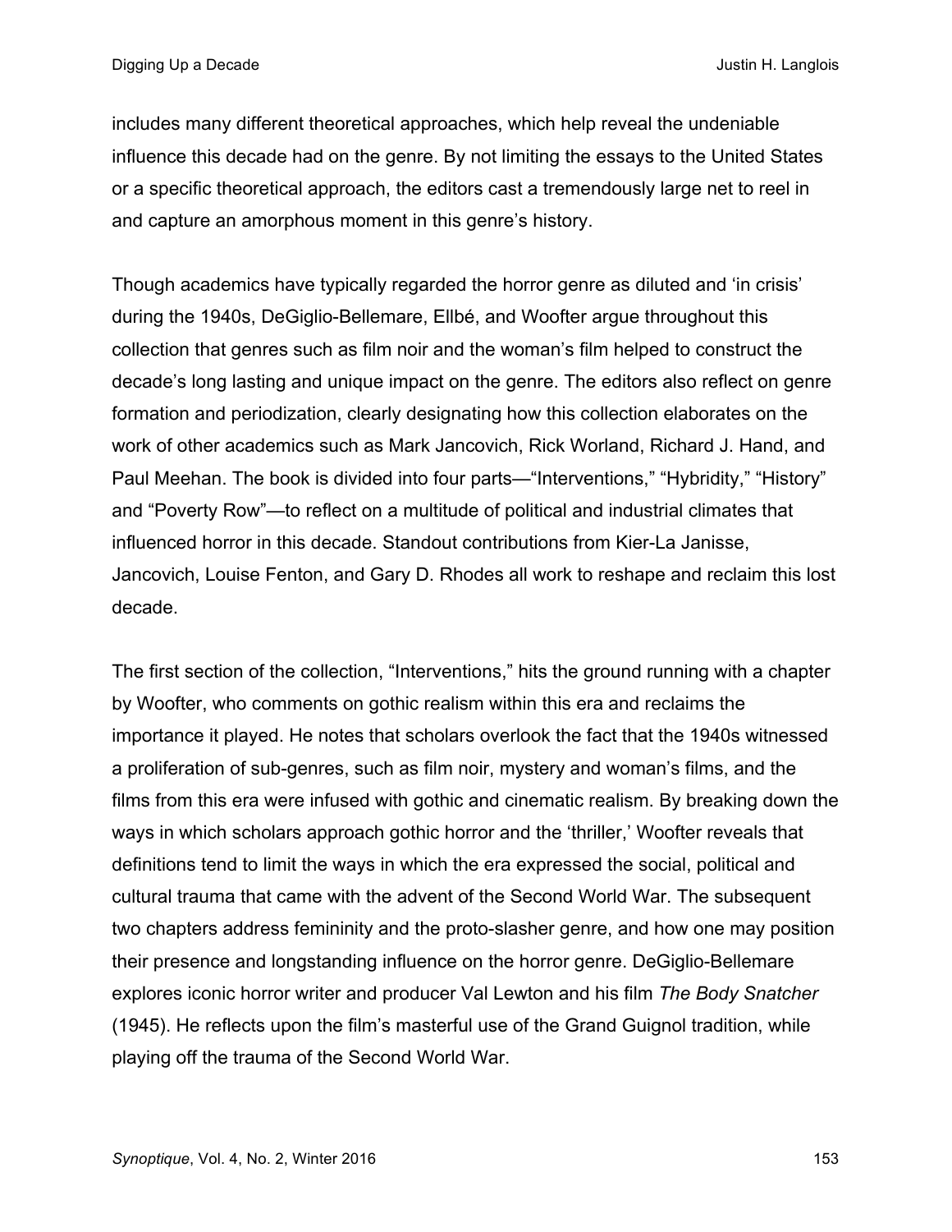includes many different theoretical approaches, which help reveal the undeniable influence this decade had on the genre. By not limiting the essays to the United States or a specific theoretical approach, the editors cast a tremendously large net to reel in and capture an amorphous moment in this genre's history.

Though academics have typically regarded the horror genre as diluted and 'in crisis' during the 1940s, DeGiglio-Bellemare, Ellbé, and Woofter argue throughout this collection that genres such as film noir and the woman's film helped to construct the decade's long lasting and unique impact on the genre. The editors also reflect on genre formation and periodization, clearly designating how this collection elaborates on the work of other academics such as Mark Jancovich, Rick Worland, Richard J. Hand, and Paul Meehan. The book is divided into four parts—"Interventions," "Hybridity," "History" and "Poverty Row"—to reflect on a multitude of political and industrial climates that influenced horror in this decade. Standout contributions from Kier-La Janisse, Jancovich, Louise Fenton, and Gary D. Rhodes all work to reshape and reclaim this lost decade.

The first section of the collection, "Interventions," hits the ground running with a chapter by Woofter, who comments on gothic realism within this era and reclaims the importance it played. He notes that scholars overlook the fact that the 1940s witnessed a proliferation of sub-genres, such as film noir, mystery and woman's films, and the films from this era were infused with gothic and cinematic realism. By breaking down the ways in which scholars approach gothic horror and the 'thriller,' Woofter reveals that definitions tend to limit the ways in which the era expressed the social, political and cultural trauma that came with the advent of the Second World War. The subsequent two chapters address femininity and the proto-slasher genre, and how one may position their presence and longstanding influence on the horror genre. DeGiglio-Bellemare explores iconic horror writer and producer Val Lewton and his film *The Body Snatcher* (1945). He reflects upon the film's masterful use of the Grand Guignol tradition, while playing off the trauma of the Second World War.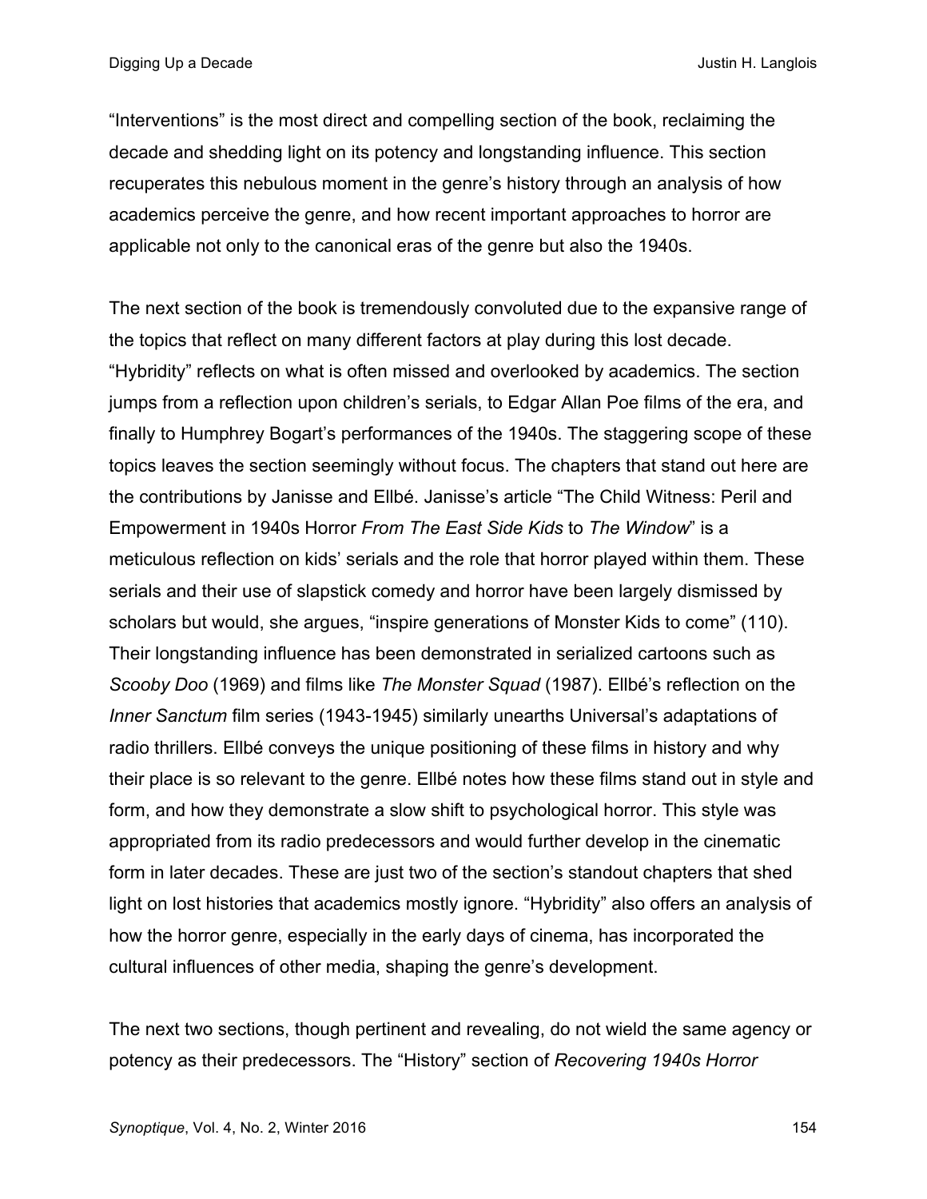"Interventions" is the most direct and compelling section of the book, reclaiming the decade and shedding light on its potency and longstanding influence. This section recuperates this nebulous moment in the genre's history through an analysis of how academics perceive the genre, and how recent important approaches to horror are applicable not only to the canonical eras of the genre but also the 1940s.

The next section of the book is tremendously convoluted due to the expansive range of the topics that reflect on many different factors at play during this lost decade. "Hybridity" reflects on what is often missed and overlooked by academics. The section jumps from a reflection upon children's serials, to Edgar Allan Poe films of the era, and finally to Humphrey Bogart's performances of the 1940s. The staggering scope of these topics leaves the section seemingly without focus. The chapters that stand out here are the contributions by Janisse and Ellbé. Janisse's article "The Child Witness: Peril and Empowerment in 1940s Horror *From The East Side Kids* to *The Window*" is a meticulous reflection on kids' serials and the role that horror played within them. These serials and their use of slapstick comedy and horror have been largely dismissed by scholars but would, she argues, "inspire generations of Monster Kids to come" (110). Their longstanding influence has been demonstrated in serialized cartoons such as *Scooby Doo* (1969) and films like *The Monster Squad* (1987). Ellbé's reflection on the *Inner Sanctum* film series (1943-1945) similarly unearths Universal's adaptations of radio thrillers. Ellbé conveys the unique positioning of these films in history and why their place is so relevant to the genre. Ellbé notes how these films stand out in style and form, and how they demonstrate a slow shift to psychological horror. This style was appropriated from its radio predecessors and would further develop in the cinematic form in later decades. These are just two of the section's standout chapters that shed light on lost histories that academics mostly ignore. "Hybridity" also offers an analysis of how the horror genre, especially in the early days of cinema, has incorporated the cultural influences of other media, shaping the genre's development.

The next two sections, though pertinent and revealing, do not wield the same agency or potency as their predecessors. The "History" section of *Recovering 1940s Horror*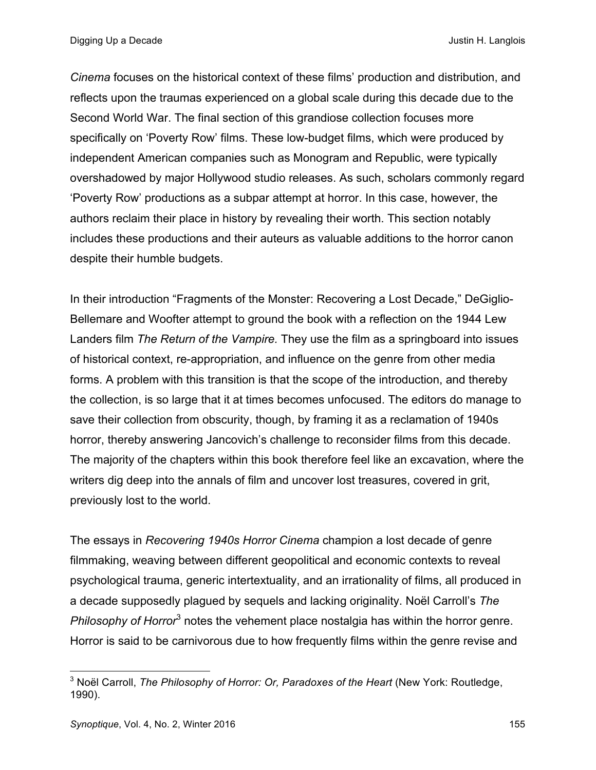*Cinema* focuses on the historical context of these films' production and distribution, and reflects upon the traumas experienced on a global scale during this decade due to the Second World War. The final section of this grandiose collection focuses more specifically on 'Poverty Row' films. These low-budget films, which were produced by independent American companies such as Monogram and Republic, were typically overshadowed by major Hollywood studio releases. As such, scholars commonly regard 'Poverty Row' productions as a subpar attempt at horror. In this case, however, the authors reclaim their place in history by revealing their worth. This section notably includes these productions and their auteurs as valuable additions to the horror canon despite their humble budgets.

In their introduction "Fragments of the Monster: Recovering a Lost Decade," DeGiglio-Bellemare and Woofter attempt to ground the book with a reflection on the 1944 Lew Landers film *The Return of the Vampire*. They use the film as a springboard into issues of historical context, re-appropriation, and influence on the genre from other media forms. A problem with this transition is that the scope of the introduction, and thereby the collection, is so large that it at times becomes unfocused. The editors do manage to save their collection from obscurity, though, by framing it as a reclamation of 1940s horror, thereby answering Jancovich's challenge to reconsider films from this decade. The majority of the chapters within this book therefore feel like an excavation, where the writers dig deep into the annals of film and uncover lost treasures, covered in grit, previously lost to the world.

The essays in *Recovering 1940s Horror Cinema* champion a lost decade of genre filmmaking, weaving between different geopolitical and economic contexts to reveal psychological trauma, generic intertextuality, and an irrationality of films, all produced in a decade supposedly plagued by sequels and lacking originality. Noël Carroll's *The Philosophy of Horror*[3] notes the vehement place nostalgia has within the horror genre. Horror is said to be carnivorous due to how frequently films within the genre revise and

[3] Noël Carroll, *The Philosophy of Horror: Or, Paradoxes of the Heart* (New York: Routledge, 1990).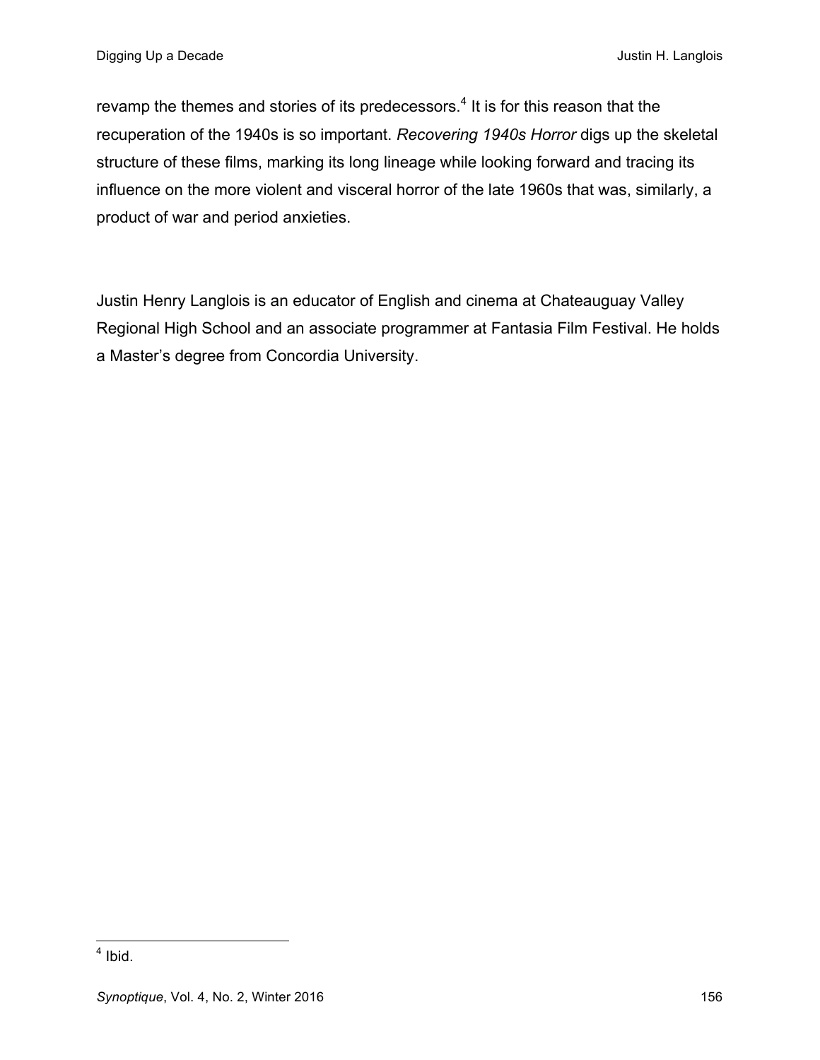revamp the themes and stories of its predecessors.[4] It is for this reason that the recuperation of the 1940s is so important. *Recovering 1940s Horror* digs up the skeletal structure of these films, marking its long lineage while looking forward and tracing its influence on the more violent and visceral horror of the late 1960s that was, similarly, a product of war and period anxieties.

Justin Henry Langlois is an educator of English and cinema at Chateauguay Valley Regional High School and an associate programmer at Fantasia Film Festival. He holds a Master's degree from Concordia University.

[4] Ibid.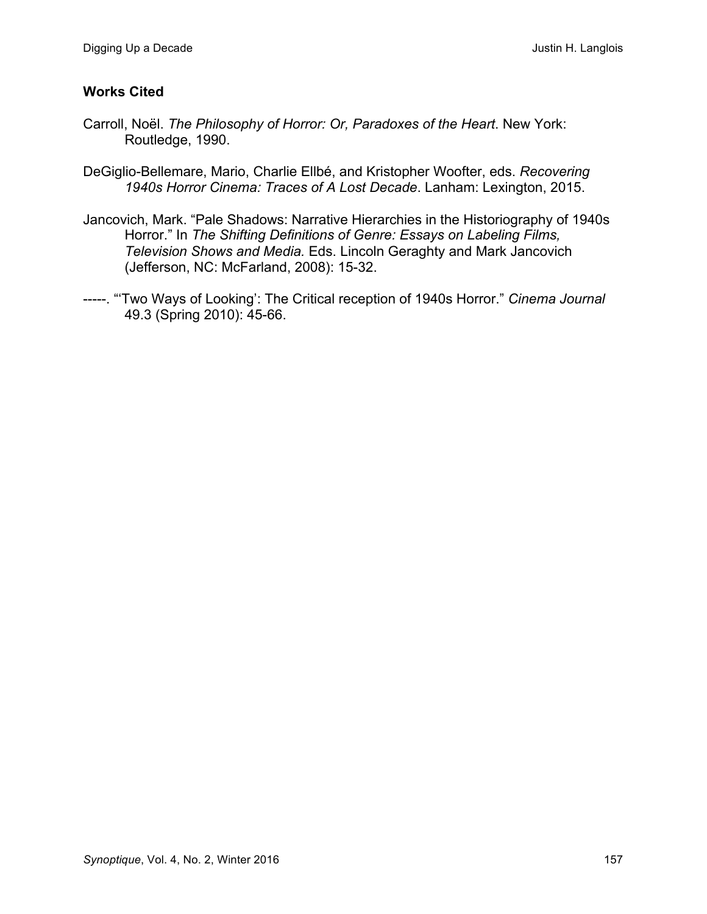**Works Cited**

Carroll, Noël. *The Philosophy of Horror: Or, Paradoxes of the Heart*. New York: Routledge, 1990.

DeGiglio-Bellemare, Mario, Charlie Ellbé, and Kristopher Woofter, eds. *Recovering 1940s Horror Cinema: Traces of A Lost Decade*. Lanham: Lexington, 2015.

Jancovich, Mark. "Pale Shadows: Narrative Hierarchies in the Historiography of 1940s Horror." In *The Shifting Definitions of Genre: Essays on Labeling Films, Television Shows and Media.* Eds. Lincoln Geraghty and Mark Jancovich (Jefferson, NC: McFarland, 2008): 15-32.

-----. "'Two Ways of Looking': The Critical reception of 1940s Horror." *Cinema Journal* 49.3 (Spring 2010): 45-66.